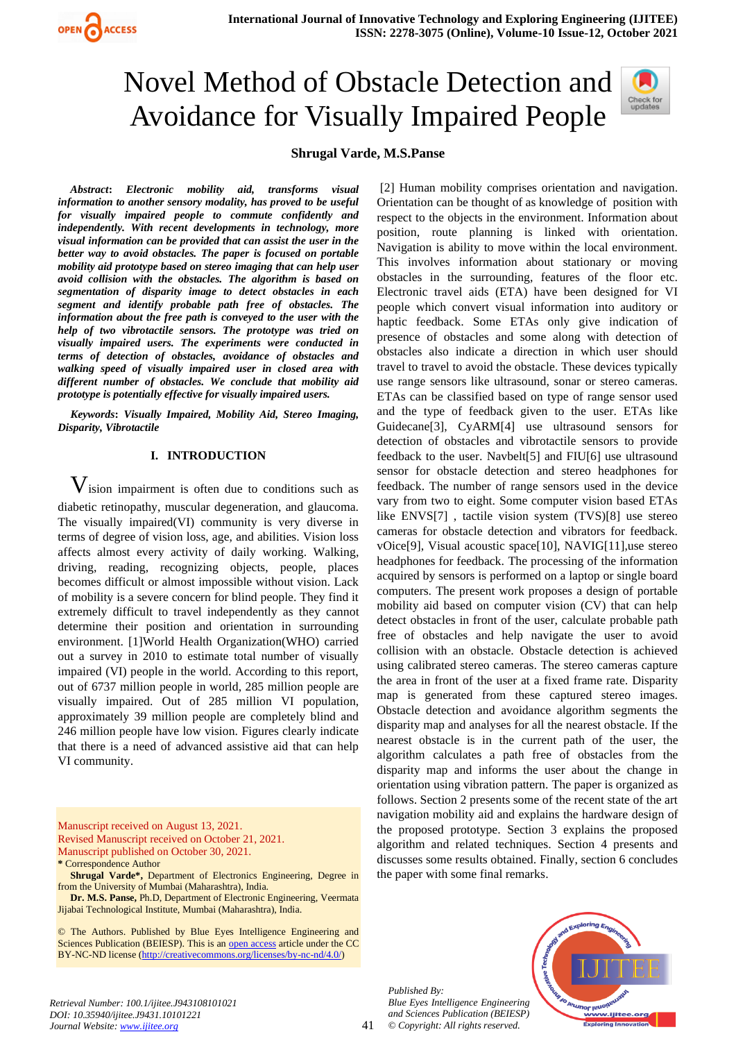# Novel Method of Obstacle Detection and Avoidance for Visually Impaired People

**Shrugal Varde, M.S.Panse**

***Abstract*****: *Electronic mobility aid, transforms visual information to another sensory modality, has proved to be useful for visually impaired people to commute confidently and independently. With recent developments in technology, more visual information can be provided that can assist the user in the better way to avoid obstacles. The paper is focused on portable mobility aid prototype based on stereo imaging that can help user avoid collision with the obstacles. The algorithm is based on segmentation of disparity image to detect obstacles in each segment and identify probable path free of obstacles. The information about the free path is conveyed to the user with the help of two vibrotactile sensors. The prototype was tried on visually impaired users. The experiments were conducted in terms of detection of obstacles, avoidance of obstacles and walking speed of visually impaired user in closed area with different number of obstacles. We conclude that mobility aid prototype is potentially effective for visually impaired users.***

***Keywords*****: *Visually Impaired, Mobility Aid, Stereo Imaging, Disparity, Vibrotactile***

## I. INTRODUCTION

Vision impairment is often due to conditions such as diabetic retinopathy, muscular degeneration, and glaucoma. The visually impaired(VI) community is very diverse in terms of degree of vision loss, age, and abilities. Vision loss affects almost every activity of daily working. Walking, driving, reading, recognizing objects, people, places becomes difficult or almost impossible without vision. Lack of mobility is a severe concern for blind people. They find it extremely difficult to travel independently as they cannot determine their position and orientation in surrounding environment. [1]World Health Organization(WHO) carried out a survey in 2010 to estimate total number of visually impaired (VI) people in the world. According to this report, out of 6737 million people in world, 285 million people are visually impaired. Out of 285 million VI population, approximately 39 million people are completely blind and 246 million people have low vision. Figures clearly indicate that there is a need of advanced assistive aid that can help VI community.

[2] Human mobility comprises orientation and navigation. Orientation can be thought of as knowledge of position with respect to the objects in the environment. Information about position, route planning is linked with orientation. Navigation is ability to move within the local environment. This involves information about stationary or moving obstacles in the surrounding, features of the floor etc. Electronic travel aids (ETA) have been designed for VI people which convert visual information into auditory or haptic feedback. Some ETAs only give indication of presence of obstacles and some along with detection of obstacles also indicate a direction in which user should travel to travel to avoid the obstacle. These devices typically use range sensors like ultrasound, sonar or stereo cameras. ETAs can be classified based on type of range sensor used and the type of feedback given to the user. ETAs like Guidecane[3], CyARM[4] use ultrasound sensors for detection of obstacles and vibrotactile sensors to provide feedback to the user. Navbelt[5] and FIU[6] use ultrasound sensor for obstacle detection and stereo headphones for feedback. The number of range sensors used in the device vary from two to eight. Some computer vision based ETAs like ENVS[7] , tactile vision system (TVS)[8] use stereo cameras for obstacle detection and vibrators for feedback. vOice[9], Visual acoustic space[10], NAVIG[11],use stereo headphones for feedback. The processing of the information acquired by sensors is performed on a laptop or single board computers. The present work proposes a design of portable mobility aid based on computer vision (CV) that can help detect obstacles in front of the user, calculate probable path free of obstacles and help navigate the user to avoid collision with an obstacle. Obstacle detection is achieved using calibrated stereo cameras. The stereo cameras capture the area in front of the user at a fixed frame rate. Disparity map is generated from these captured stereo images. Obstacle detection and avoidance algorithm segments the disparity map and analyses for all the nearest obstacle. If the nearest obstacle is in the current path of the user, the algorithm calculates a path free of obstacles from the disparity map and informs the user about the change in orientation using vibration pattern. The paper is organized as follows. Section 2 presents some of the recent state of the art navigation mobility aid and explains the hardware design of the proposed prototype. Section 3 explains the proposed algorithm and related techniques. Section 4 presents and discusses some results obtained. Finally, section 6 concludes the paper with some final remarks.

Manuscript received on August 13, 2021.
Revised Manuscript received on October 21, 2021.
Manuscript published on October 30, 2021.
\* Correspondence Author

**Shrugal Varde\*,** Department of Electronics Engineering, Degree in from the University of Mumbai (Maharashtra), India.

**Dr. M.S. Panse,** Ph.D, Department of Electronic Engineering, Veermata Jijabai Technological Institute, Mumbai (Maharashtra), India.

© The Authors. Published by Blue Eyes Intelligence Engineering and Sciences Publication (BEIESP). This is an open access article under the CC BY-NC-ND license (http://creativecommons.org/licenses/by-nc-nd/4.0/)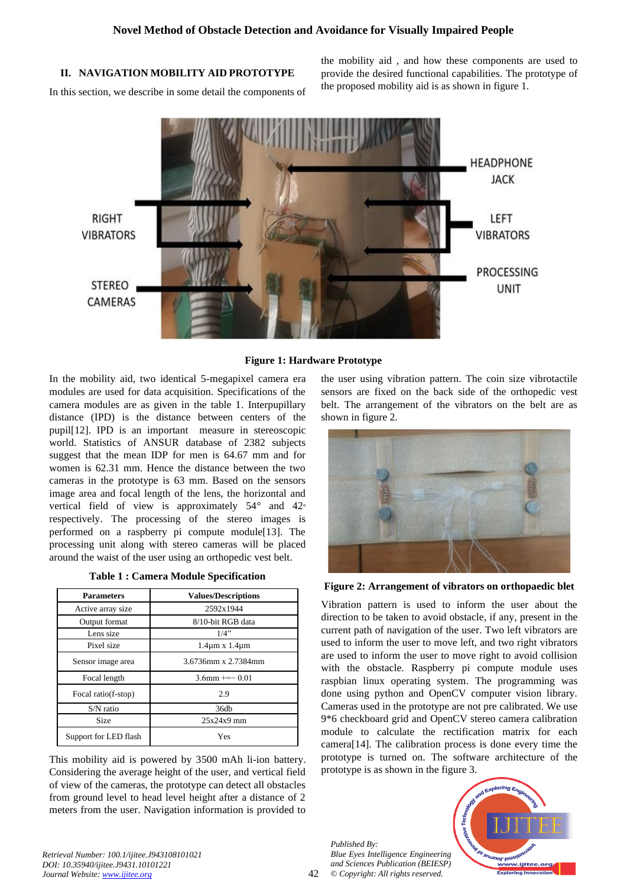## II. NAVIGATION MOBILITY AID PROTOTYPE

In this section, we describe in some detail the components of the mobility aid , and how these components are used to provide the desired functional capabilities. The prototype of the proposed mobility aid is as shown in figure 1.

**Figure 1: Hardware Prototype**

In the mobility aid, two identical 5-megapixel camera era modules are used for data acquisition. Specifications of the camera modules are as given in the table 1. Interpupillary distance (IPD) is the distance between centers of the pupil[12]. IPD is an important measure in stereoscopic world. Statistics of ANSUR database of 2382 subjects suggest that the mean IDP for men is 64.67 mm and for women is 62.31 mm. Hence the distance between the two cameras in the prototype is 63 mm. Based on the sensors image area and focal length of the lens, the horizontal and vertical field of view is approximately 54° and 42° respectively. The processing of the stereo images is performed on a raspberry pi compute module[13]. The processing unit along with stereo cameras will be placed around the waist of the user using an orthopedic vest belt.

**Table 1 : Camera Module Specification**

| Parameters | Values/Descriptions |
|---|---|
| Active array size | 2592x1944 |
| Output format | 8/10-bit RGB data |
| Lens size | 1/4" |
| Pixel size | 1.4μm x 1.4μm |
| Sensor image area | 3.6736mm x 2.7384mm |
| Focal length | 3.6mm +=− 0.01 |
| Focal ratio(f-stop) | 2.9 |
| S/N ratio | 36db |
| Size | 25x24x9 mm |
| Support for LED flash | Yes |

This mobility aid is powered by 3500 mAh li-ion battery. Considering the average height of the user, and vertical field of view of the cameras, the prototype can detect all obstacles from ground level to head level height after a distance of 2 meters from the user. Navigation information is provided to the user using vibration pattern. The coin size vibrotactile sensors are fixed on the back side of the orthopedic vest belt. The arrangement of the vibrators on the belt are as shown in figure 2.

**Figure 2: Arrangement of vibrators on orthopaedic blet**

Vibration pattern is used to inform the user about the direction to be taken to avoid obstacle, if any, present in the current path of navigation of the user. Two left vibrators are used to inform the user to move left, and two right vibrators are used to inform the user to move right to avoid collision with the obstacle. Raspberry pi compute module uses raspbian linux operating system. The programming was done using python and OpenCV computer vision library. Cameras used in the prototype are not pre calibrated. We use 9*6 checkboard grid and OpenCV stereo camera calibration module to calculate the rectification matrix for each camera[14]. The calibration process is done every time the prototype is turned on. The software architecture of the prototype is as shown in the figure 3.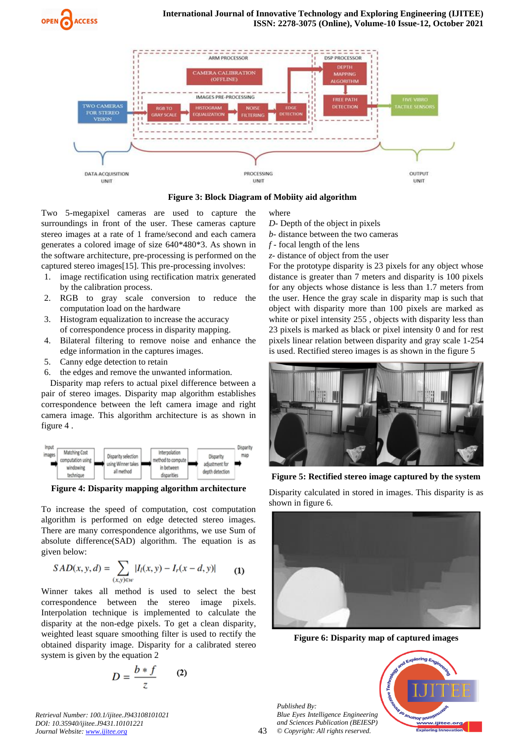Figure 3: Block Diagram of Mobiity aid algorithm

Two 5-megapixel cameras are used to capture the surroundings in front of the user. These cameras capture stereo images at a rate of 1 frame/second and each camera generates a colored image of size 640*480*3. As shown in the software architecture, pre-processing is performed on the captured stereo images[15]. This pre-processing involves:

1. image rectification using rectification matrix generated by the calibration process.
2. RGB to gray scale conversion to reduce the computation load on the hardware
3. Histogram equalization to increase the accuracy of correspondence process in disparity mapping.
4. Bilateral filtering to remove noise and enhance the edge information in the captures images.
5. Canny edge detection to retain
6. the edges and remove the unwanted information.

Disparity map refers to actual pixel difference between a pair of stereo images. Disparity map algorithm establishes correspondence between the left camera image and right camera image. This algorithm architecture is as shown in figure 4 .

Figure 4: Disparity mapping algorithm architecture

To increase the speed of computation, cost computation algorithm is performed on edge detected stereo images. There are many correspondence algorithms, we use Sum of absolute difference(SAD) algorithm. The equation is as given below:

$$SAD(x, y, d) = \sum_{(x,y)\in w} |I_l(x, y) - I_r(x - d, y)| \quad (1)$$

Winner takes all method is used to select the best correspondence between the stereo image pixels. Interpolation technique is implemented to calculate the disparity at the non-edge pixels. To get a clean disparity, weighted least square smoothing filter is used to rectify the obtained disparity image. Disparity for a calibrated stereo system is given by the equation 2

$$D = \frac{b * f}{z} \quad (2)$$

where
*D*- Depth of the object in pixels
*b*- distance between the two cameras
*f* - focal length of the lens
*z*- distance of object from the user

For the prototype disparity is 23 pixels for any object whose distance is greater than 7 meters and disparity is 100 pixels for any objects whose distance is less than 1.7 meters from the user. Hence the gray scale in disparity map is such that object with disparity more than 100 pixels are marked as white or pixel intensity 255 , objects with disparity less than 23 pixels is marked as black or pixel intensity 0 and for rest pixels linear relation between disparity and gray scale 1-254 is used. Rectified stereo images is as shown in the figure 5

Figure 5: Rectified stereo image captured by the system

Disparity calculated in stored in images. This disparity is as shown in figure 6.

Figure 6: Disparity map of captured images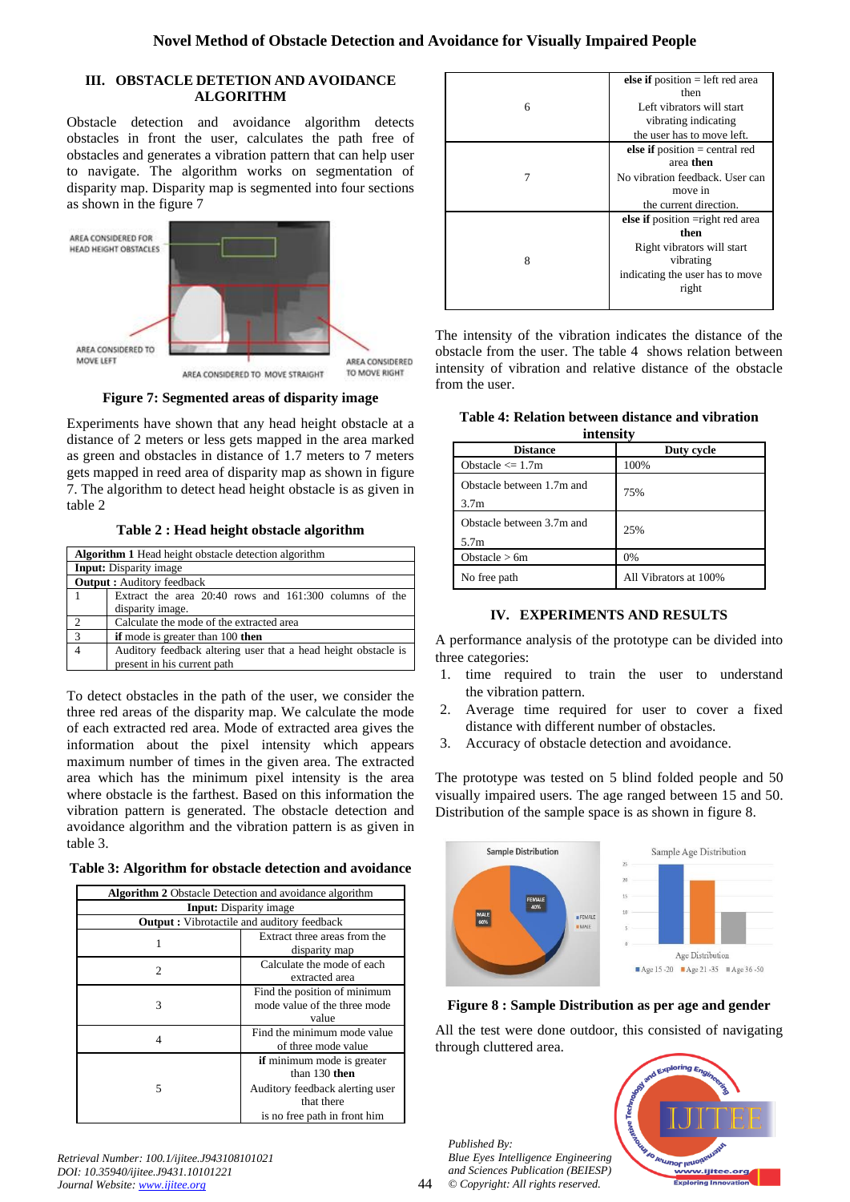## III. OBSTACLE DETETION AND AVOIDANCE ALGORITHM

Obstacle detection and avoidance algorithm detects obstacles in front the user, calculates the path free of obstacles and generates a vibration pattern that can help user to navigate. The algorithm works on segmentation of disparity map. Disparity map is segmented into four sections as shown in the figure 7

**Figure 7: Segmented areas of disparity image**

Experiments have shown that any head height obstacle at a distance of 2 meters or less gets mapped in the area marked as green and obstacles in distance of 1.7 meters to 7 meters gets mapped in reed area of disparity map as shown in figure 7. The algorithm to detect head height obstacle is as given in table 2

**Table 2 : Head height obstacle algorithm**

| **Algorithm 1** Head height obstacle detection algorithm | |
|---|---|
| **Input:** Disparity image | |
| **Output :** Auditory feedback | |
| 1 | Extract the area 20:40 rows and 161:300 columns of the disparity image. |
| 2 | Calculate the mode of the extracted area |
| 3 | **if** mode is greater than 100 **then** |
| 4 | Auditory feedback altering user that a head height obstacle is present in his current path |

To detect obstacles in the path of the user, we consider the three red areas of the disparity map. We calculate the mode of each extracted red area. Mode of extracted area gives the information about the pixel intensity which appears maximum number of times in the given area. The extracted area which has the minimum pixel intensity is the area where obstacle is the farthest. Based on this information the vibration pattern is generated. The obstacle detection and avoidance algorithm and the vibration pattern is as given in table 3.

**Table 3: Algorithm for obstacle detection and avoidance**

| **Algorithm 2** Obstacle Detection and avoidance algorithm | |
|---|---|
| **Input:** Disparity image | |
| **Output :** Vibrotactile and auditory feedback | |
| 1 | Extract three areas from the disparity map |
| 2 | Calculate the mode of each extracted area |
| 3 | Find the position of minimum mode value of the three mode value |
| 4 | Find the minimum mode value of three mode value |
| 5 | **if** minimum mode is greater than 130 **then** Auditory feedback alerting user that there is no free path in front him |
| 6 | **else if** position = left red area then Left vibrators will start vibrating indicating the user has to move left. |
| 7 | **else if** position = central red area **then** No vibration feedback. User can move in the current direction. |
| 8 | **else if** position =right red area **then** Right vibrators will start vibrating indicating the user has to move right |

The intensity of the vibration indicates the distance of the obstacle from the user. The table 4 shows relation between intensity of vibration and relative distance of the obstacle from the user.

**Table 4: Relation between distance and vibration intensity**

| Distance | Duty cycle |
|---|---|
| Obstacle <= 1.7m | 100% |
| Obstacle between 1.7m and 3.7m | 75% |
| Obstacle between 3.7m and 5.7m | 25% |
| Obstacle > 6m | 0% |
| No free path | All Vibrators at 100% |

## IV. EXPERIMENTS AND RESULTS

A performance analysis of the prototype can be divided into three categories:

1. time required to train the user to understand the vibration pattern.
2. Average time required for user to cover a fixed distance with different number of obstacles.
3. Accuracy of obstacle detection and avoidance.

The prototype was tested on 5 blind folded people and 50 visually impaired users. The age ranged between 15 and 50. Distribution of the sample space is as shown in figure 8.

**Figure 8 : Sample Distribution as per age and gender**

All the test were done outdoor, this consisted of navigating through cluttered area.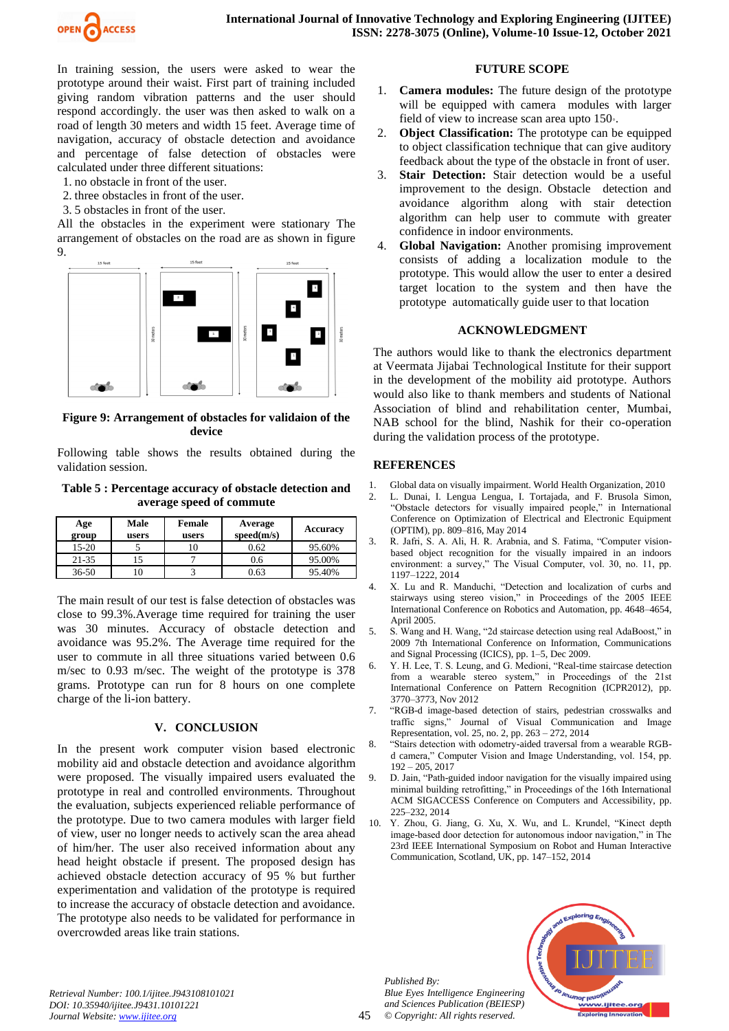In training session, the users were asked to wear the prototype around their waist. First part of training included giving random vibration patterns and the user should respond accordingly. the user was then asked to walk on a road of length 30 meters and width 15 feet. Average time of navigation, accuracy of obstacle detection and avoidance and percentage of false detection of obstacles were calculated under three different situations:

1. no obstacle in front of the user.
2. three obstacles in front of the user.
3. 5 obstacles in front of the user.

All the obstacles in the experiment were stationary The arrangement of obstacles on the road are as shown in figure 9.

**Figure 9: Arrangement of obstacles for validaion of the device**

Following table shows the results obtained during the validation session.

**Table 5 : Percentage accuracy of obstacle detection and average speed of commute**

| Age group | Male users | Female users | Average speed(m/s) | Accuracy |
|---|---|---|---|---|
| 15-20 | 5 | 10 | 0.62 | 95.60% |
| 21-35 | 15 | 7 | 0.6 | 95.00% |
| 36-50 | 10 | 3 | 0.63 | 95.40% |

The main result of our test is false detection of obstacles was close to 99.3%.Average time required for training the user was 30 minutes. Accuracy of obstacle detection and avoidance was 95.2%. The Average time required for the user to commute in all three situations varied between 0.6 m/sec to 0.93 m/sec. The weight of the prototype is 378 grams. Prototype can run for 8 hours on one complete charge of the li-ion battery.

## V. CONCLUSION

In the present work computer vision based electronic mobility aid and obstacle detection and avoidance algorithm were proposed. The visually impaired users evaluated the prototype in real and controlled environments. Throughout the evaluation, subjects experienced reliable performance of the prototype. Due to two camera modules with larger field of view, user no longer needs to actively scan the area ahead of him/her. The user also received information about any head height obstacle if present. The proposed design has achieved obstacle detection accuracy of 95 % but further experimentation and validation of the prototype is required to increase the accuracy of obstacle detection and avoidance. The prototype also needs to be validated for performance in overcrowded areas like train stations.

## FUTURE SCOPE

1. **Camera modules:** The future design of the prototype will be equipped with camera modules with larger field of view to increase scan area upto 150◦.
2. **Object Classification:** The prototype can be equipped to object classification technique that can give auditory feedback about the type of the obstacle in front of user.
3. **Stair Detection:** Stair detection would be a useful improvement to the design. Obstacle detection and avoidance algorithm along with stair detection algorithm can help user to commute with greater confidence in indoor environments.
4. **Global Navigation:** Another promising improvement consists of adding a localization module to the prototype. This would allow the user to enter a desired target location to the system and then have the prototype automatically guide user to that location

## ACKNOWLEDGMENT

The authors would like to thank the electronics department at Veermata Jijabai Technological Institute for their support in the development of the mobility aid prototype. Authors would also like to thank members and students of National Association of blind and rehabilitation center, Mumbai, NAB school for the blind, Nashik for their co-operation during the validation process of the prototype.

## REFERENCES

1. Global data on visually impairment. World Health Organization, 2010
2. L. Dunai, I. Lengua Lengua, I. Tortajada, and F. Brusola Simon, "Obstacle detectors for visually impaired people," in International Conference on Optimization of Electrical and Electronic Equipment (OPTIM), pp. 809–816, May 2014
3. R. Jafri, S. A. Ali, H. R. Arabnia, and S. Fatima, "Computer vision-based object recognition for the visually impaired in an indoors environment: a survey," The Visual Computer, vol. 30, no. 11, pp. 1197–1222, 2014
4. X. Lu and R. Manduchi, "Detection and localization of curbs and stairways using stereo vision," in Proceedings of the 2005 IEEE International Conference on Robotics and Automation, pp. 4648–4654, April 2005.
5. S. Wang and H. Wang, "2d staircase detection using real AdaBoost," in 2009 7th International Conference on Information, Communications and Signal Processing (ICICS), pp. 1–5, Dec 2009.
6. Y. H. Lee, T. S. Leung, and G. Medioni, "Real-time staircase detection from a wearable stereo system," in Proceedings of the 21st International Conference on Pattern Recognition (ICPR2012), pp. 3770–3773, Nov 2012
7. "RGB-d image-based detection of stairs, pedestrian crosswalks and traffic signs," Journal of Visual Communication and Image Representation, vol. 25, no. 2, pp. 263 – 272, 2014
8. "Stairs detection with odometry-aided traversal from a wearable RGB-d camera," Computer Vision and Image Understanding, vol. 154, pp. 192 – 205, 2017
9. D. Jain, "Path-guided indoor navigation for the visually impaired using minimal building retrofitting," in Proceedings of the 16th International ACM SIGACCESS Conference on Computers and Accessibility, pp. 225–232, 2014
10. Y. Zhou, G. Jiang, G. Xu, X. Wu, and L. Krundel, "Kinect depth image-based door detection for autonomous indoor navigation," in The 23rd IEEE International Symposium on Robot and Human Interactive Communication, Scotland, UK, pp. 147–152, 2014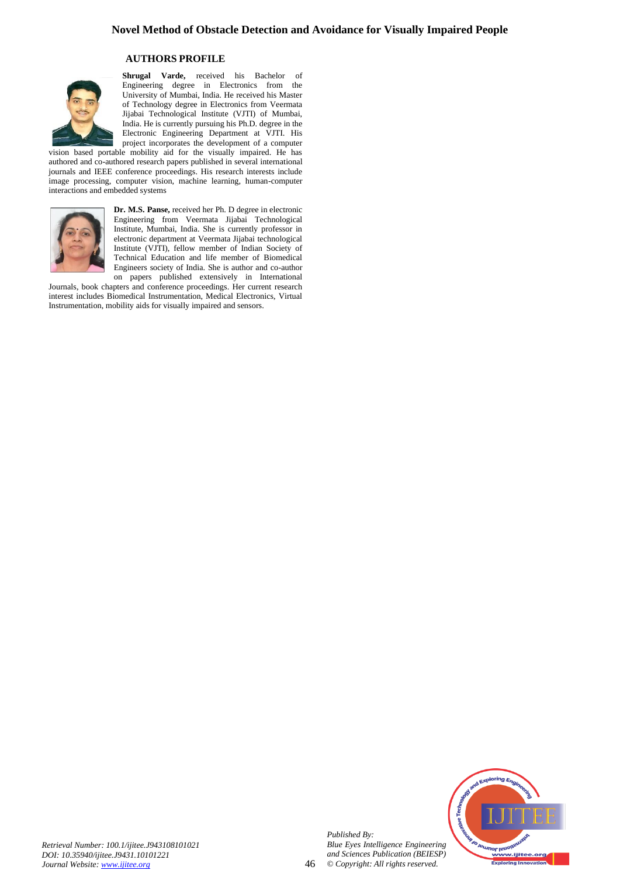## AUTHORS PROFILE

**Shrugal Varde,** received his Bachelor of Engineering degree in Electronics from the University of Mumbai, India. He received his Master of Technology degree in Electronics from Veermata Jijabai Technological Institute (VJTI) of Mumbai, India. He is currently pursuing his Ph.D. degree in the Electronic Engineering Department at VJTI. His project incorporates the development of a computer vision based portable mobility aid for the visually impaired. He has authored and co-authored research papers published in several international journals and IEEE conference proceedings. His research interests include image processing, computer vision, machine learning, human-computer interactions and embedded systems

**Dr. M.S. Panse,** received her Ph. D degree in electronic Engineering from Veermata Jijabai Technological Institute, Mumbai, India. She is currently professor in electronic department at Veermata Jijabai technological Institute (VJTI), fellow member of Indian Society of Technical Education and life member of Biomedical Engineers society of India. She is author and co-author on papers published extensively in International Journals, book chapters and conference proceedings. Her current research interest includes Biomedical Instrumentation, Medical Electronics, Virtual Instrumentation, mobility aids for visually impaired and sensors.